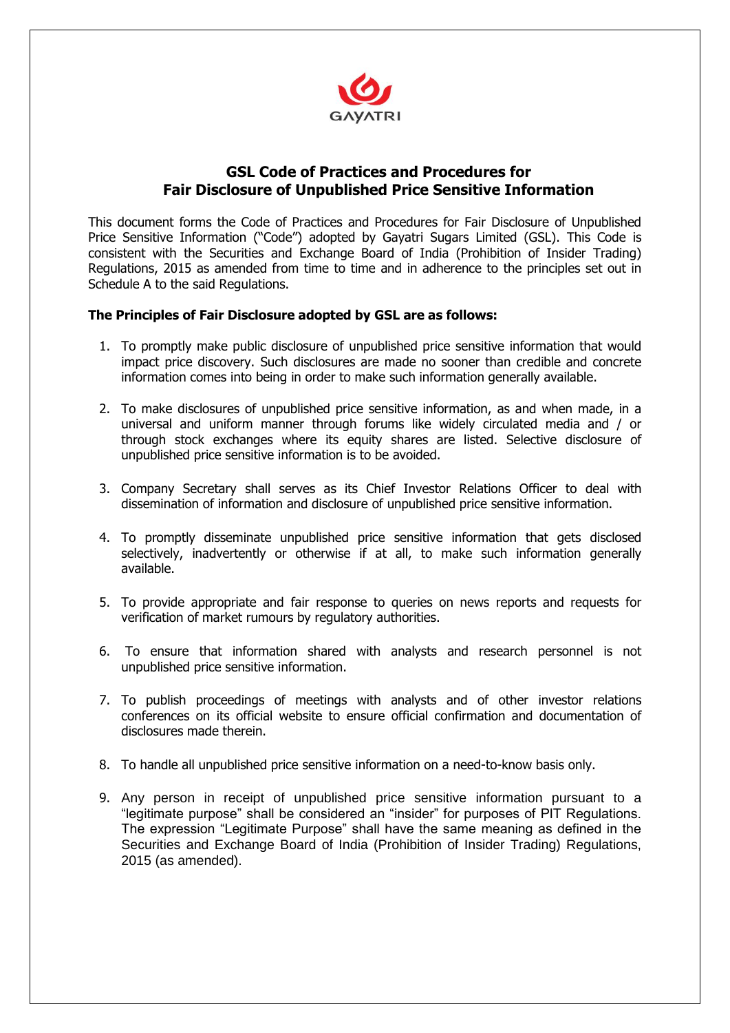GAYATRI

# GSL Code of Practices and Procedures for Fair Disclosure of Unpublished Price Sensitive Information

This document forms the Code of Practices and Procedures for Fair Disclosure of Unpublished Price Sensitive Information ("Code") adopted by Gayatri Sugars Limited (GSL). This Code is consistent with the Securities and Exchange Board of India (Prohibition of Insider Trading) Regulations, 2015 as amended from time to time and in adherence to the principles set out in Schedule A to the said Regulations.

**The Principles of Fair Disclosure adopted by GSL are as follows:**

1. To promptly make public disclosure of unpublished price sensitive information that would impact price discovery. Such disclosures are made no sooner than credible and concrete information comes into being in order to make such information generally available.

2. To make disclosures of unpublished price sensitive information, as and when made, in a universal and uniform manner through forums like widely circulated media and / or through stock exchanges where its equity shares are listed. Selective disclosure of unpublished price sensitive information is to be avoided.

3. Company Secretary shall serves as its Chief Investor Relations Officer to deal with dissemination of information and disclosure of unpublished price sensitive information.

4. To promptly disseminate unpublished price sensitive information that gets disclosed selectively, inadvertently or otherwise if at all, to make such information generally available.

5. To provide appropriate and fair response to queries on news reports and requests for verification of market rumours by regulatory authorities.

6. To ensure that information shared with analysts and research personnel is not unpublished price sensitive information.

7. To publish proceedings of meetings with analysts and of other investor relations conferences on its official website to ensure official confirmation and documentation of disclosures made therein.

8. To handle all unpublished price sensitive information on a need-to-know basis only.

9. Any person in receipt of unpublished price sensitive information pursuant to a "legitimate purpose" shall be considered an "insider" for purposes of PIT Regulations. The expression "Legitimate Purpose" shall have the same meaning as defined in the Securities and Exchange Board of India (Prohibition of Insider Trading) Regulations, 2015 (as amended).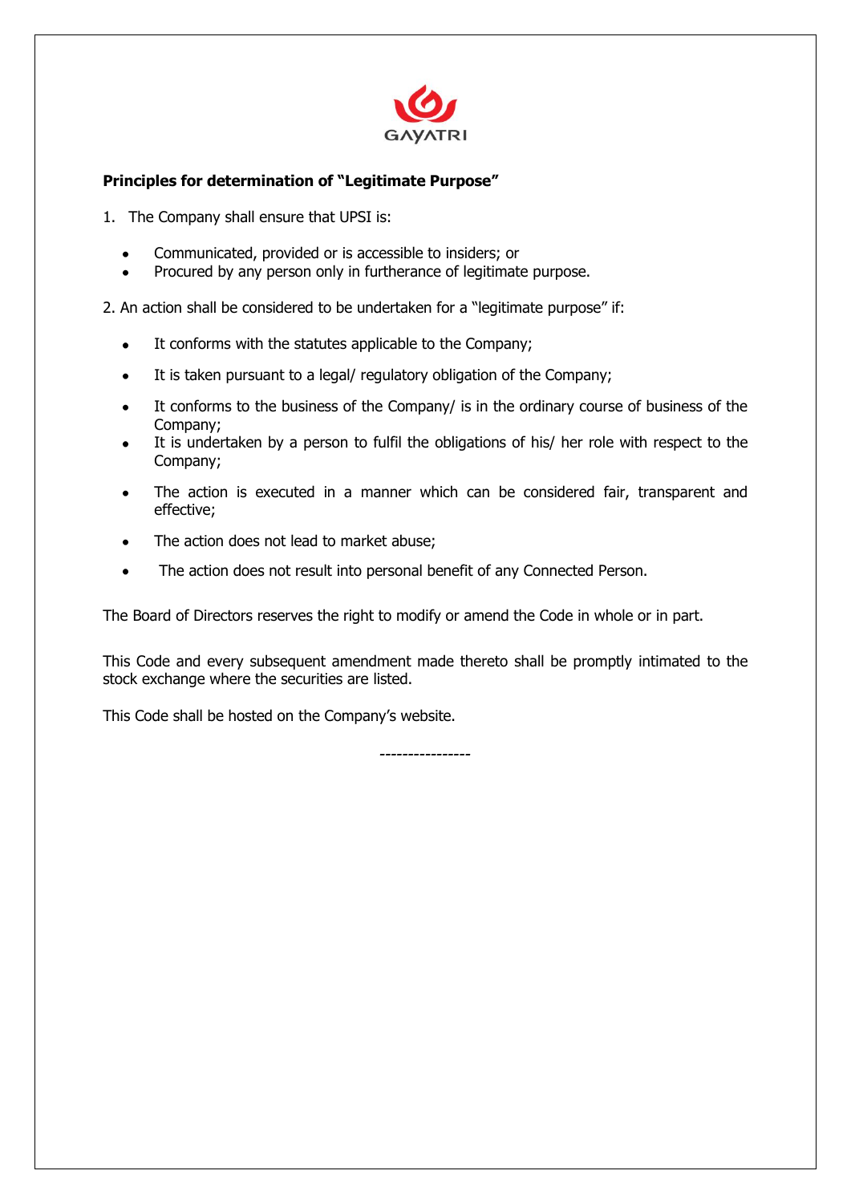**Principles for determination of "Legitimate Purpose"**

1. The Company shall ensure that UPSI is:

- Communicated, provided or is accessible to insiders; or
- Procured by any person only in furtherance of legitimate purpose.

2. An action shall be considered to be undertaken for a "legitimate purpose" if:

- It conforms with the statutes applicable to the Company;
- It is taken pursuant to a legal/ regulatory obligation of the Company;
- It conforms to the business of the Company/ is in the ordinary course of business of the Company;
- It is undertaken by a person to fulfil the obligations of his/ her role with respect to the Company;
- The action is executed in a manner which can be considered fair, transparent and effective;
- The action does not lead to market abuse;
- The action does not result into personal benefit of any Connected Person.

The Board of Directors reserves the right to modify or amend the Code in whole or in part.

This Code and every subsequent amendment made thereto shall be promptly intimated to the stock exchange where the securities are listed.

This Code shall be hosted on the Company's website.

----------------